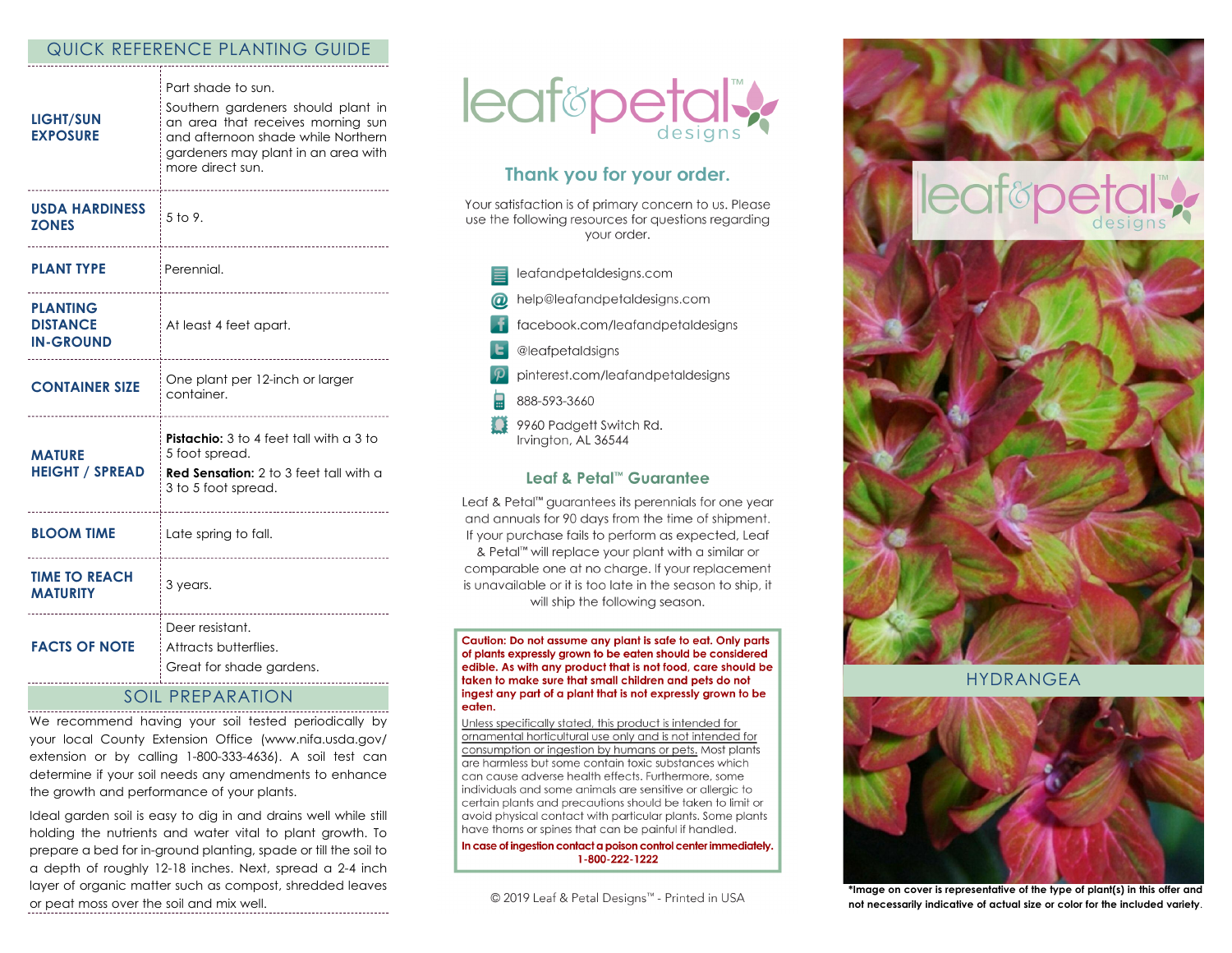## QUICK REFERENCE PLANTING GUIDE

| | |
|---|---|
| **LIGHT/SUN EXPOSURE** | Part shade to sun. Southern gardeners should plant in an area that receives morning sun and afternoon shade while Northern gardeners may plant in an area with more direct sun. |
| **USDA HARDINESS ZONES** | 5 to 9. |
| **PLANT TYPE** | Perennial. |
| **PLANTING DISTANCE IN-GROUND** | At least 4 feet apart. |
| **CONTAINER SIZE** | One plant per 12-inch or larger container. |
| **MATURE HEIGHT / SPREAD** | **Pistachio:** 3 to 4 feet tall with a 3 to 5 foot spread. **Red Sensation:** 2 to 3 feet tall with a 3 to 5 foot spread. |
| **BLOOM TIME** | Late spring to fall. |
| **TIME TO REACH MATURITY** | 3 years. |
| **FACTS OF NOTE** | Deer resistant. Attracts butterflies. Great for shade gardens. |

## SOIL PREPARATION

We recommend having your soil tested periodically by your local County Extension Office (www.nifa.usda.gov/ extension or by calling 1-800-333-4636). A soil test can determine if your soil needs any amendments to enhance the growth and performance of your plants.

Ideal garden soil is easy to dig in and drains well while still holding the nutrients and water vital to plant growth. To prepare a bed for in-ground planting, spade or till the soil to a depth of roughly 12-18 inches. Next, spread a 2-4 inch layer of organic matter such as compost, shredded leaves or peat moss over the soil and mix well.

leaf&petal™ designs

## Thank you for your order.

Your satisfaction is of primary concern to us. Please use the following resources for questions regarding your order.

- leafandpetaldesigns.com
- help@leafandpetaldesigns.com
- facebook.com/leafandpetaldesigns
- @leafpetaldsigns
- pinterest.com/leafandpetaldesigns
- 888-593-3660
- 9960 Padgett Switch Rd.
  Irvington, AL 36544

### Leaf & Petal™ Guarantee

Leaf & Petal™ guarantees its perennials for one year and annuals for 90 days from the time of shipment. If your purchase fails to perform as expected, Leaf & Petal™ will replace your plant with a similar or comparable one at no charge. If your replacement is unavailable or it is too late in the season to ship, it will ship the following season.

**Caution: Do not assume any plant is safe to eat. Only parts of plants expressly grown to be eaten should be considered edible. As with any product that is not food, care should be taken to make sure that small children and pets do not ingest any part of a plant that is not expressly grown to be eaten.**

Unless specifically stated, this product is intended for ornamental horticultural use only and is not intended for consumption or ingestion by humans or pets. Most plants are harmless but some contain toxic substances which can cause adverse health effects. Furthermore, some individuals and some animals are sensitive or allergic to certain plants and precautions should be taken to limit or avoid physical contact with particular plants. Some plants have thorns or spines that can be painful if handled.

**In case of ingestion contact a poison control center immediately. 1-800-222-1222**

© 2019 Leaf & Petal Designs™ - Printed in USA

leaf&petal™ designs

HYDRANGEA

**\*Image on cover is representative of the type of plant(s) in this offer and not necessarily indicative of actual size or color for the included variety.**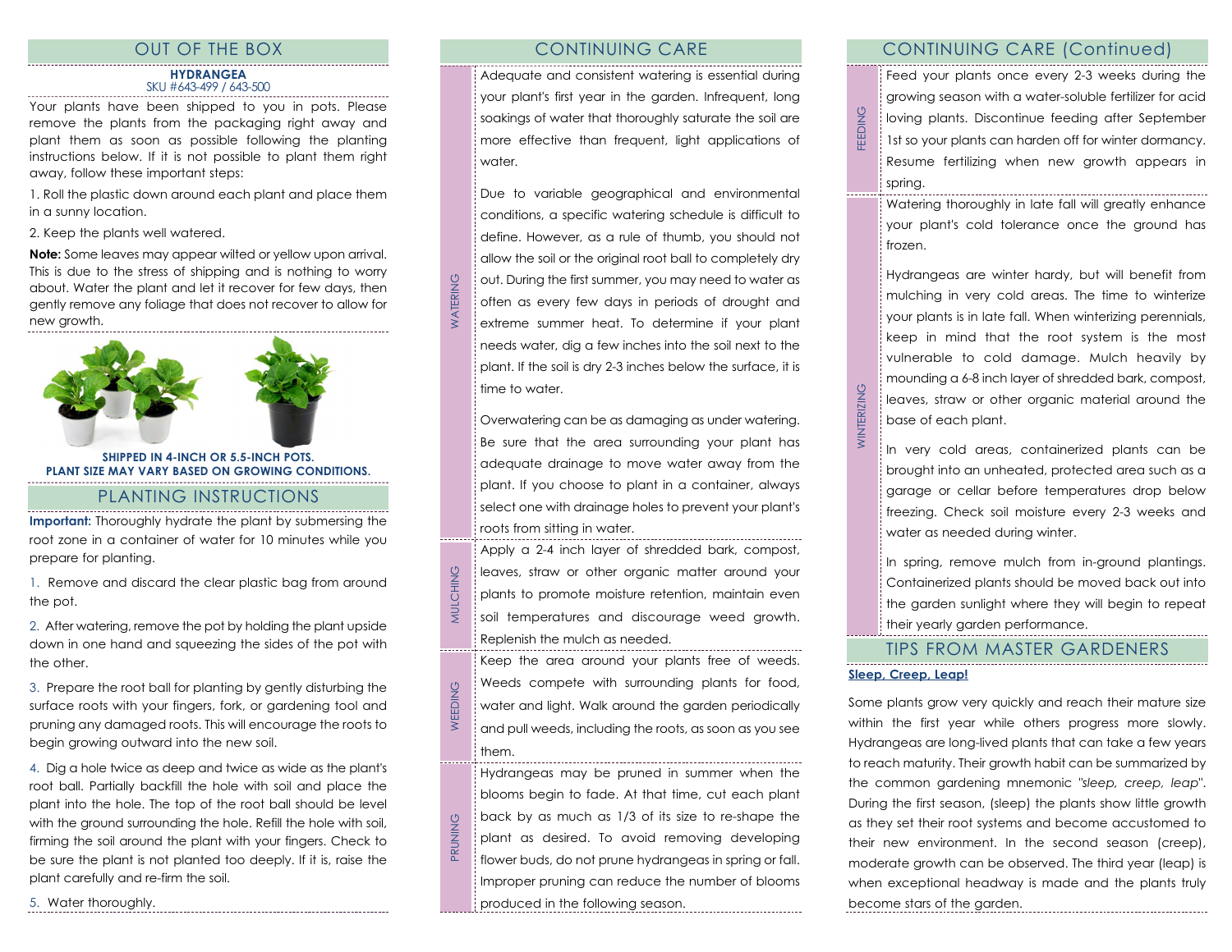## OUT OF THE BOX

**HYDRANGEA**
SKU #643-499 / 643-500

Your plants have been shipped to you in pots. Please remove the plants from the packaging right away and plant them as soon as possible following the planting instructions below. If it is not possible to plant them right away, follow these important steps:

1. Roll the plastic down around each plant and place them in a sunny location.

2. Keep the plants well watered.

**Note:** Some leaves may appear wilted or yellow upon arrival. This is due to the stress of shipping and is nothing to worry about. Water the plant and let it recover for few days, then gently remove any foliage that does not recover to allow for new growth.

**SHIPPED IN 4-INCH OR 5.5-INCH POTS.
PLANT SIZE MAY VARY BASED ON GROWING CONDITIONS.**

## PLANTING INSTRUCTIONS

**Important:** Thoroughly hydrate the plant by submersing the root zone in a container of water for 10 minutes while you prepare for planting.

1. Remove and discard the clear plastic bag from around the pot.

2. After watering, remove the pot by holding the plant upside down in one hand and squeezing the sides of the pot with the other.

3. Prepare the root ball for planting by gently disturbing the surface roots with your fingers, fork, or gardening tool and pruning any damaged roots. This will encourage the roots to begin growing outward into the new soil.

4. Dig a hole twice as deep and twice as wide as the plant's root ball. Partially backfill the hole with soil and place the plant into the hole. The top of the root ball should be level with the ground surrounding the hole. Refill the hole with soil, firming the soil around the plant with your fingers. Check to be sure the plant is not planted too deeply. If it is, raise the plant carefully and re-firm the soil.

5. Water thoroughly.

## CONTINUING CARE

### WATERING

Adequate and consistent watering is essential during your plant's first year in the garden. Infrequent, long soakings of water that thoroughly saturate the soil are more effective than frequent, light applications of water.

Due to variable geographical and environmental conditions, a specific watering schedule is difficult to define. However, as a rule of thumb, you should not allow the soil or the original root ball to completely dry out. During the first summer, you may need to water as often as every few days in periods of drought and extreme summer heat. To determine if your plant needs water, dig a few inches into the soil next to the plant. If the soil is dry 2-3 inches below the surface, it is time to water.

Overwatering can be as damaging as under watering. Be sure that the area surrounding your plant has adequate drainage to move water away from the plant. If you choose to plant in a container, always select one with drainage holes to prevent your plant's roots from sitting in water.

### MULCHING

Apply a 2-4 inch layer of shredded bark, compost, leaves, straw or other organic matter around your plants to promote moisture retention, maintain even soil temperatures and discourage weed growth. Replenish the mulch as needed.

### WEEDING

Keep the area around your plants free of weeds. Weeds compete with surrounding plants for food, water and light. Walk around the garden periodically and pull weeds, including the roots, as soon as you see them.

### PRUNING

Hydrangeas may be pruned in summer when the blooms begin to fade. At that time, cut each plant back by as much as 1/3 of its size to re-shape the plant as desired. To avoid removing developing flower buds, do not prune hydrangeas in spring or fall. Improper pruning can reduce the number of blooms produced in the following season.

## CONTINUING CARE (Continued)

### FEEDING

Feed your plants once every 2-3 weeks during the growing season with a water-soluble fertilizer for acid loving plants. Discontinue feeding after September 1st so your plants can harden off for winter dormancy. Resume fertilizing when new growth appears in spring.

### WINTERIZING

Watering thoroughly in late fall will greatly enhance your plant's cold tolerance once the ground has frozen.

Hydrangeas are winter hardy, but will benefit from mulching in very cold areas. The time to winterize your plants is in late fall. When winterizing perennials, keep in mind that the root system is the most vulnerable to cold damage. Mulch heavily by mounding a 6-8 inch layer of shredded bark, compost, leaves, straw or other organic material around the base of each plant.

In very cold areas, containerized plants can be brought into an unheated, protected area such as a garage or cellar before temperatures drop below freezing. Check soil moisture every 2-3 weeks and water as needed during winter.

In spring, remove mulch from in-ground plantings. Containerized plants should be moved back out into the garden sunlight where they will begin to repeat their yearly garden performance.

## TIPS FROM MASTER GARDENERS

**Sleep, Creep, Leap!**

Some plants grow very quickly and reach their mature size within the first year while others progress more slowly. Hydrangeas are long-lived plants that can take a few years to reach maturity. Their growth habit can be summarized by the common gardening mnemonic "*sleep, creep, leap*". During the first season, (sleep) the plants show little growth as they set their root systems and become accustomed to their new environment. In the second season (creep), moderate growth can be observed. The third year (leap) is when exceptional headway is made and the plants truly become stars of the garden.